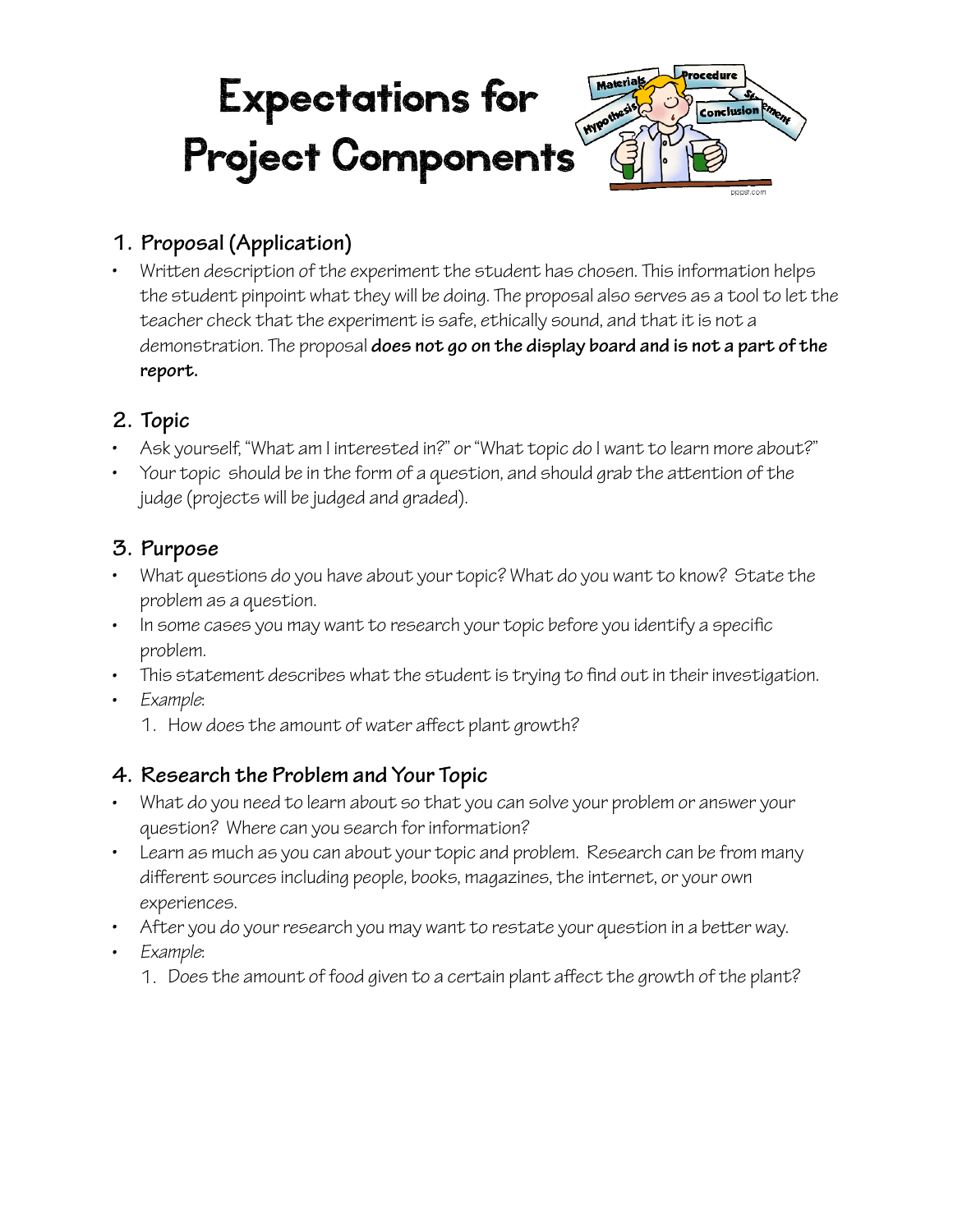# Expectations for Project Components

## 1. Proposal (Application)

- Written description of the experiment the student has chosen. This information helps the student pinpoint what they will be doing. The proposal also serves as a tool to let the teacher check that the experiment is safe, ethically sound, and that it is not a demonstration. The proposal **does not go on the display board and is not a part of the report.**

## 2. Topic

- Ask yourself, "What am I interested in?" or "What topic do I want to learn more about?"
- Your topic should be in the form of a question, and should grab the attention of the judge (projects will be judged and graded).

## 3. Purpose

- What questions do you have about your topic? What do you want to know? State the problem as a question.
- In some cases you may want to research your topic before you identify a specific problem.
- This statement describes what the student is trying to find out in their investigation.
- *Example*:
    1. How does the amount of water affect plant growth?

## 4. Research the Problem and Your Topic

- What do you need to learn about so that you can solve your problem or answer your question? Where can you search for information?
- Learn as much as you can about your topic and problem. Research can be from many different sources including people, books, magazines, the internet, or your own experiences.
- After you do your research you may want to restate your question in a better way.
- *Example*:
    1. Does the amount of food given to a certain plant affect the growth of the plant?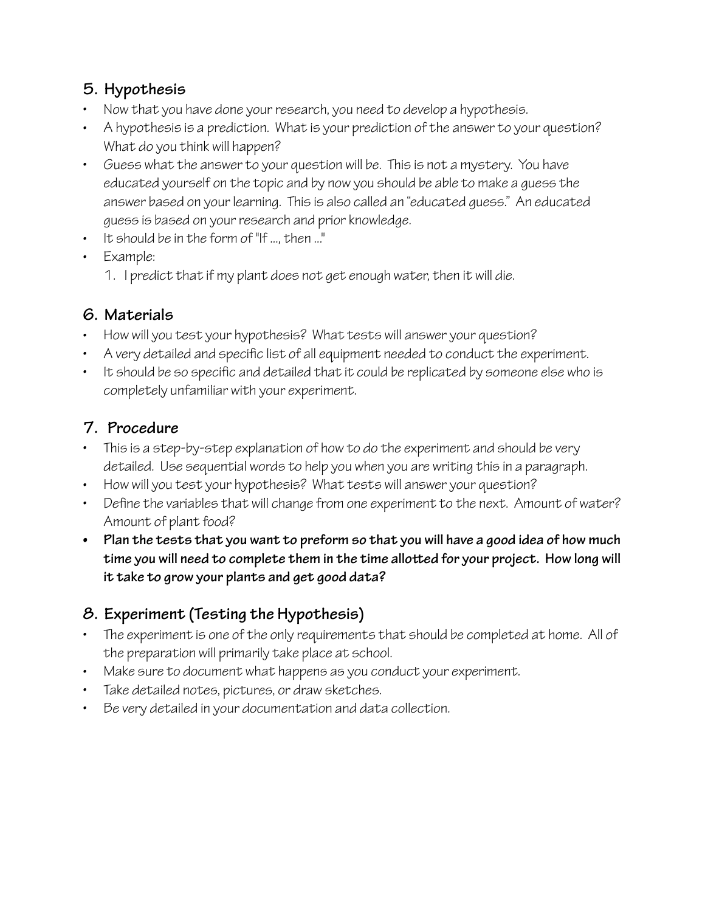## 5. Hypothesis

- Now that you have done your research, you need to develop a hypothesis.
- A hypothesis is a prediction. What is your prediction of the answer to your question? What do you think will happen?
- Guess what the answer to your question will be. This is not a mystery. You have educated yourself on the topic and by now you should be able to make a guess the answer based on your learning. This is also called an "educated guess." An educated guess is based on your research and prior knowledge.
- It should be in the form of "If ..., then ..."
- Example:
  1. I predict that if my plant does not get enough water, then it will die.

## 6. Materials

- How will you test your hypothesis? What tests will answer your question?
- A very detailed and specific list of all equipment needed to conduct the experiment.
- It should be so specific and detailed that it could be replicated by someone else who is completely unfamiliar with your experiment.

## 7. Procedure

- This is a step-by-step explanation of how to do the experiment and should be very detailed. Use sequential words to help you when you are writing this in a paragraph.
- How will you test your hypothesis? What tests will answer your question?
- Define the variables that will change from one experiment to the next. Amount of water? Amount of plant food?
- **Plan the tests that you want to preform so that you will have a good idea of how much time you will need to complete them in the time allotted for your project. How long will it take to grow your plants and get good data?**

## 8. Experiment (Testing the Hypothesis)

- The experiment is one of the only requirements that should be completed at home. All of the preparation will primarily take place at school.
- Make sure to document what happens as you conduct your experiment.
- Take detailed notes, pictures, or draw sketches.
- Be very detailed in your documentation and data collection.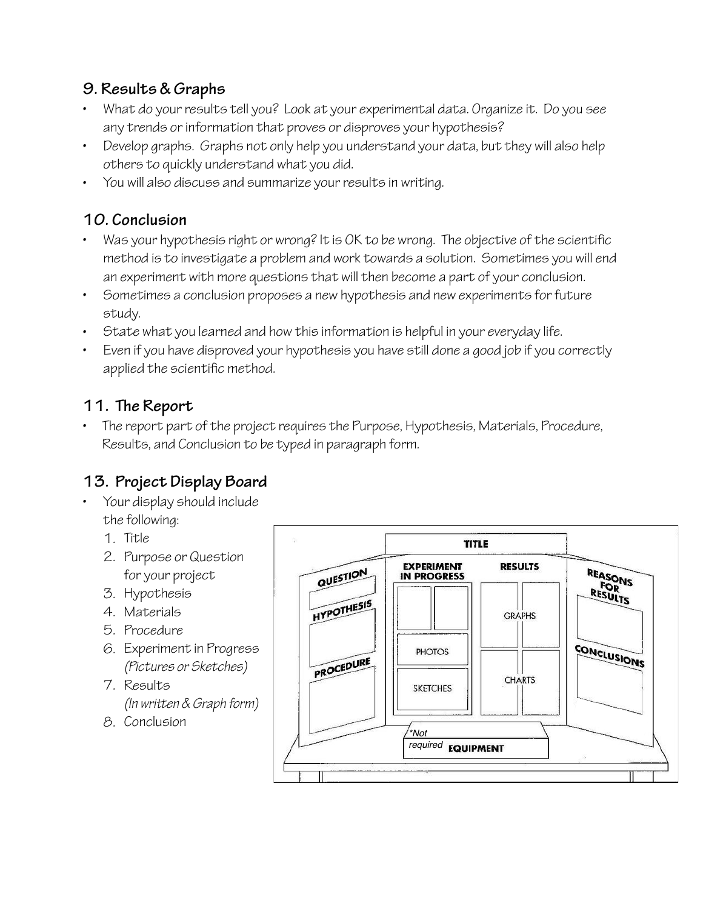## 9. Results & Graphs

- What do your results tell you? Look at your experimental data. Organize it. Do you see any trends or information that proves or disproves your hypothesis?
- Develop graphs. Graphs not only help you understand your data, but they will also help others to quickly understand what you did.
- You will also discuss and summarize your results in writing.

## 10. Conclusion

- Was your hypothesis right or wrong? It is OK to be wrong. The objective of the scientific method is to investigate a problem and work towards a solution. Sometimes you will end an experiment with more questions that will then become a part of your conclusion.
- Sometimes a conclusion proposes a new hypothesis and new experiments for future study.
- State what you learned and how this information is helpful in your everyday life.
- Even if you have disproved your hypothesis you have still done a good job if you correctly applied the scientific method.

## 11. The Report

- The report part of the project requires the Purpose, Hypothesis, Materials, Procedure, Results, and Conclusion to be typed in paragraph form.

## 13. Project Display Board

- Your display should include the following:
  1. Title
  2. Purpose or Question for your project
  3. Hypothesis
  4. Materials
  5. Procedure
  6. Experiment in Progress *(Pictures or Sketches)*
  7. Results *(In written & Graph form)*
  8. Conclusion

TITLE
QUESTION
HYPOTHESIS
PROCEDURE
EXPERIMENT IN PROGRESS
PHOTOS
SKETCHES
RESULTS
GRAPHS
CHARTS
REASONS FOR RESULTS
CONCLUSIONS
*Not required EQUIPMENT